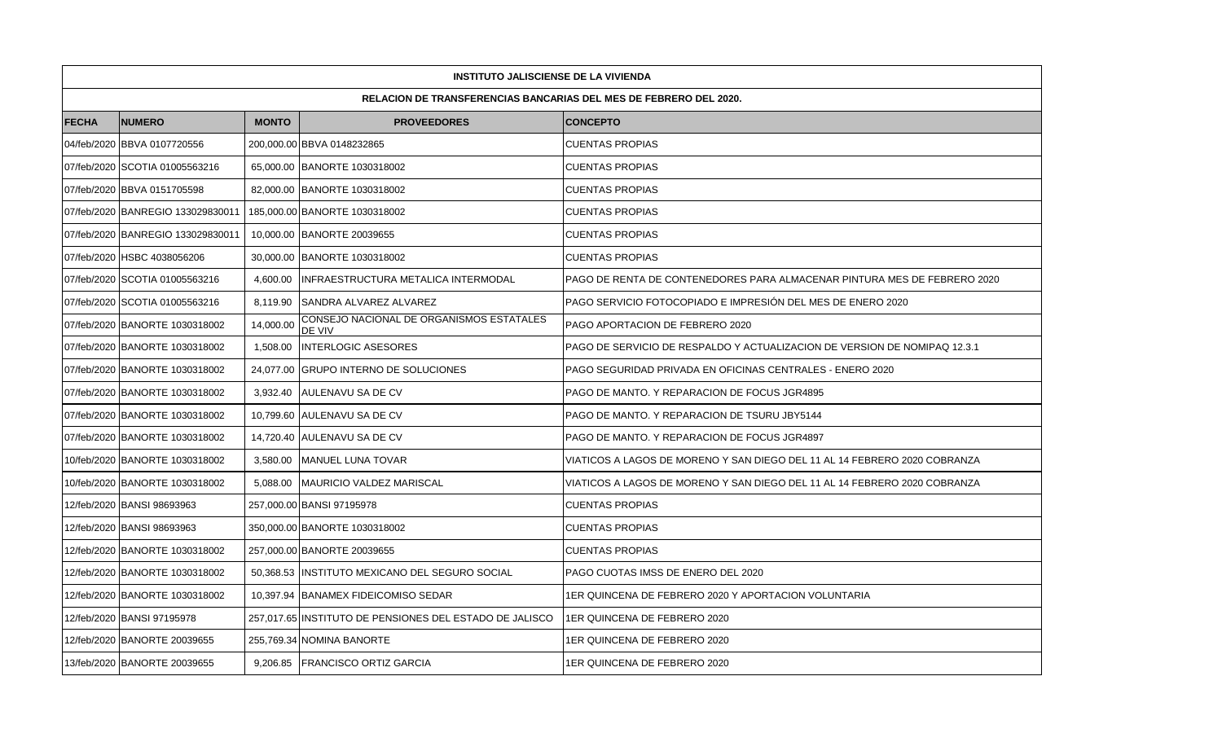| INSTITUTO JALISCIENSE DE LA VIVIENDA | | | | |
|---|---|---|---|---|
| RELACION DE TRANSFERENCIAS BANCARIAS DEL MES DE FEBRERO DEL 2020. | | | | |
| **FECHA** | **NUMERO** | **MONTO** | **PROVEEDORES** | **CONCEPTO** |
| 04/feb/2020 | BBVA 0107720556 | 200,000.00 | BBVA 0148232865 | CUENTAS PROPIAS |
| 07/feb/2020 | SCOTIA 01005563216 | 65,000.00 | BANORTE 1030318002 | CUENTAS PROPIAS |
| 07/feb/2020 | BBVA 0151705598 | 82,000.00 | BANORTE 1030318002 | CUENTAS PROPIAS |
| 07/feb/2020 | BANREGIO 133029830011 | 185,000.00 | BANORTE 1030318002 | CUENTAS PROPIAS |
| 07/feb/2020 | BANREGIO 133029830011 | 10,000.00 | BANORTE 20039655 | CUENTAS PROPIAS |
| 07/feb/2020 | HSBC 4038056206 | 30,000.00 | BANORTE 1030318002 | CUENTAS PROPIAS |
| 07/feb/2020 | SCOTIA 01005563216 | 4,600.00 | INFRAESTRUCTURA METALICA INTERMODAL | PAGO DE RENTA DE CONTENEDORES PARA ALMACENAR PINTURA MES DE FEBRERO 2020 |
| 07/feb/2020 | SCOTIA 01005563216 | 8,119.90 | SANDRA ALVAREZ ALVAREZ | PAGO SERVICIO FOTOCOPIADO E IMPRESIÓN DEL MES DE ENERO 2020 |
| 07/feb/2020 | BANORTE 1030318002 | 14,000.00 | CONSEJO NACIONAL DE ORGANISMOS ESTATALES DE VIV | PAGO APORTACION DE FEBRERO 2020 |
| 07/feb/2020 | BANORTE 1030318002 | 1,508.00 | INTERLOGIC ASESORES | PAGO DE SERVICIO DE RESPALDO Y ACTUALIZACION DE VERSION DE NOMIPAQ 12.3.1 |
| 07/feb/2020 | BANORTE 1030318002 | 24,077.00 | GRUPO INTERNO DE SOLUCIONES | PAGO SEGURIDAD PRIVADA EN OFICINAS CENTRALES - ENERO 2020 |
| 07/feb/2020 | BANORTE 1030318002 | 3,932.40 | AULENAVU SA DE CV | PAGO DE MANTO. Y REPARACION DE FOCUS JGR4895 |
| 07/feb/2020 | BANORTE 1030318002 | 10,799.60 | AULENAVU SA DE CV | PAGO DE MANTO. Y REPARACION DE TSURU JBY5144 |
| 07/feb/2020 | BANORTE 1030318002 | 14,720.40 | AULENAVU SA DE CV | PAGO DE MANTO. Y REPARACION DE FOCUS JGR4897 |
| 10/feb/2020 | BANORTE 1030318002 | 3,580.00 | MANUEL LUNA TOVAR | VIATICOS A LAGOS DE MORENO Y SAN DIEGO DEL 11 AL 14 FEBRERO 2020 COBRANZA |
| 10/feb/2020 | BANORTE 1030318002 | 5,088.00 | MAURICIO VALDEZ MARISCAL | VIATICOS A LAGOS DE MORENO Y SAN DIEGO DEL 11 AL 14 FEBRERO 2020 COBRANZA |
| 12/feb/2020 | BANSI 98693963 | 257,000.00 | BANSI 97195978 | CUENTAS PROPIAS |
| 12/feb/2020 | BANSI 98693963 | 350,000.00 | BANORTE 1030318002 | CUENTAS PROPIAS |
| 12/feb/2020 | BANORTE 1030318002 | 257,000.00 | BANORTE 20039655 | CUENTAS PROPIAS |
| 12/feb/2020 | BANORTE 1030318002 | 50,368.53 | INSTITUTO MEXICANO DEL SEGURO SOCIAL | PAGO CUOTAS IMSS DE ENERO DEL 2020 |
| 12/feb/2020 | BANORTE 1030318002 | 10,397.94 | BANAMEX FIDEICOMISO SEDAR | 1ER QUINCENA DE FEBRERO 2020 Y APORTACION VOLUNTARIA |
| 12/feb/2020 | BANSI 97195978 | 257,017.65 | INSTITUTO DE PENSIONES DEL ESTADO DE JALISCO | 1ER QUINCENA DE FEBRERO 2020 |
| 12/feb/2020 | BANORTE 20039655 | 255,769.34 | NOMINA BANORTE | 1ER QUINCENA DE FEBRERO 2020 |
| 13/feb/2020 | BANORTE 20039655 | 9,206.85 | FRANCISCO ORTIZ GARCIA | 1ER QUINCENA DE FEBRERO 2020 |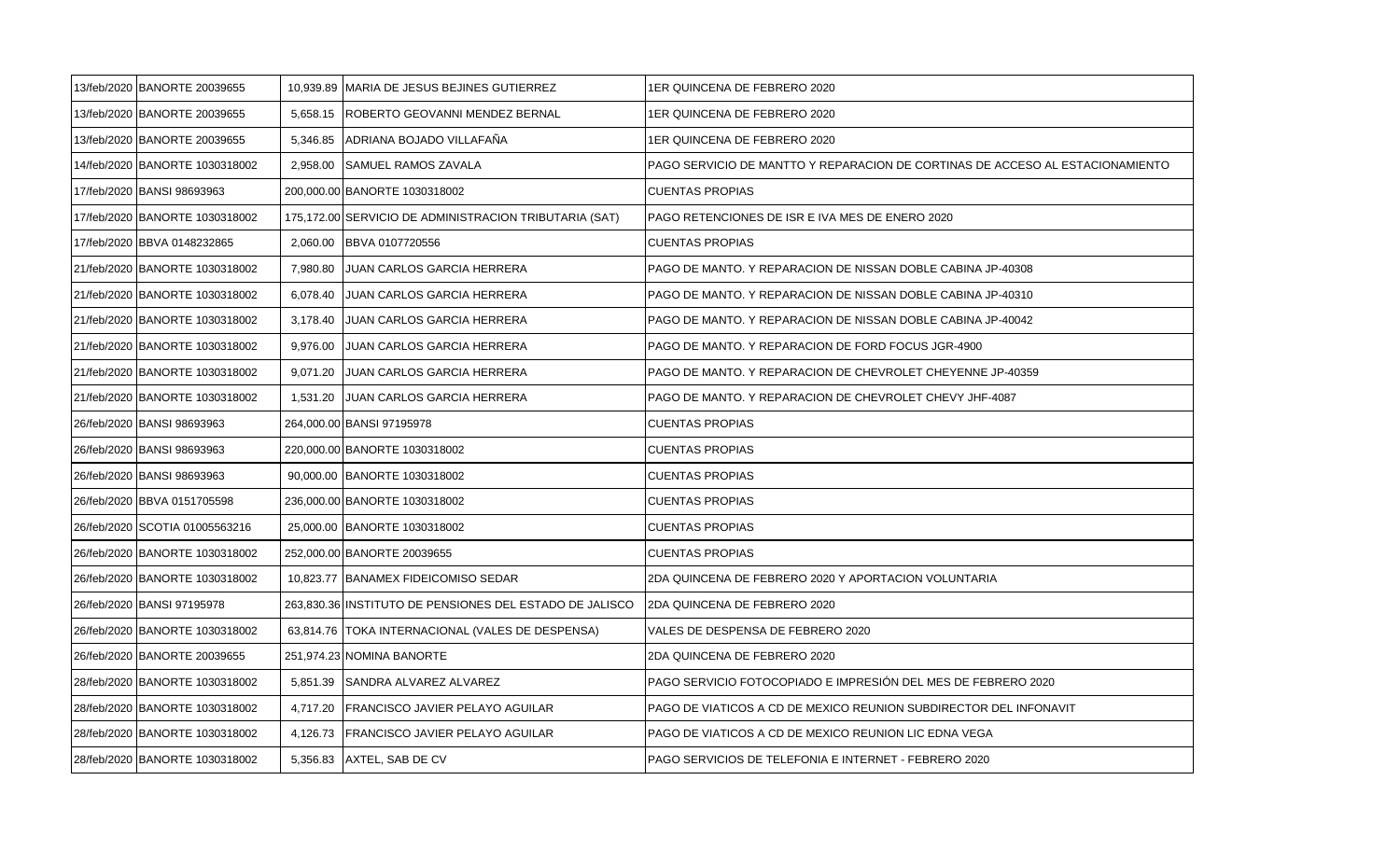| | | | | |
|---|---|---|---|---|
| 13/feb/2020 | BANORTE 20039655 | 10,939.89 | MARIA DE JESUS BEJINES GUTIERREZ | 1ER QUINCENA DE FEBRERO 2020 |
| 13/feb/2020 | BANORTE 20039655 | 5,658.15 | ROBERTO GEOVANNI MENDEZ BERNAL | 1ER QUINCENA DE FEBRERO 2020 |
| 13/feb/2020 | BANORTE 20039655 | 5,346.85 | ADRIANA BOJADO VILLAFAÑA | 1ER QUINCENA DE FEBRERO 2020 |
| 14/feb/2020 | BANORTE 1030318002 | 2,958.00 | SAMUEL RAMOS ZAVALA | PAGO SERVICIO DE MANTTO Y REPARACION DE CORTINAS DE ACCESO AL ESTACIONAMIENTO |
| 17/feb/2020 | BANSI 98693963 | 200,000.00 | BANORTE 1030318002 | CUENTAS PROPIAS |
| 17/feb/2020 | BANORTE 1030318002 | 175,172.00 | SERVICIO DE ADMINISTRACION TRIBUTARIA (SAT) | PAGO RETENCIONES DE ISR E IVA MES DE ENERO 2020 |
| 17/feb/2020 | BBVA 0148232865 | 2,060.00 | BBVA 0107720556 | CUENTAS PROPIAS |
| 21/feb/2020 | BANORTE 1030318002 | 7,980.80 | JUAN CARLOS GARCIA HERRERA | PAGO DE MANTO. Y REPARACION DE NISSAN DOBLE CABINA JP-40308 |
| 21/feb/2020 | BANORTE 1030318002 | 6,078.40 | JUAN CARLOS GARCIA HERRERA | PAGO DE MANTO. Y REPARACION DE NISSAN DOBLE CABINA JP-40310 |
| 21/feb/2020 | BANORTE 1030318002 | 3,178.40 | JUAN CARLOS GARCIA HERRERA | PAGO DE MANTO. Y REPARACION DE NISSAN DOBLE CABINA JP-40042 |
| 21/feb/2020 | BANORTE 1030318002 | 9,976.00 | JUAN CARLOS GARCIA HERRERA | PAGO DE MANTO. Y REPARACION DE FORD FOCUS JGR-4900 |
| 21/feb/2020 | BANORTE 1030318002 | 9,071.20 | JUAN CARLOS GARCIA HERRERA | PAGO DE MANTO. Y REPARACION DE CHEVROLET CHEYENNE JP-40359 |
| 21/feb/2020 | BANORTE 1030318002 | 1,531.20 | JUAN CARLOS GARCIA HERRERA | PAGO DE MANTO. Y REPARACION DE CHEVROLET CHEVY JHF-4087 |
| 26/feb/2020 | BANSI 98693963 | 264,000.00 | BANSI 97195978 | CUENTAS PROPIAS |
| 26/feb/2020 | BANSI 98693963 | 220,000.00 | BANORTE 1030318002 | CUENTAS PROPIAS |
| 26/feb/2020 | BANSI 98693963 | 90,000.00 | BANORTE 1030318002 | CUENTAS PROPIAS |
| 26/feb/2020 | BBVA 0151705598 | 236,000.00 | BANORTE 1030318002 | CUENTAS PROPIAS |
| 26/feb/2020 | SCOTIA 01005563216 | 25,000.00 | BANORTE 1030318002 | CUENTAS PROPIAS |
| 26/feb/2020 | BANORTE 1030318002 | 252,000.00 | BANORTE 20039655 | CUENTAS PROPIAS |
| 26/feb/2020 | BANORTE 1030318002 | 10,823.77 | BANAMEX FIDEICOMISO SEDAR | 2DA QUINCENA DE FEBRERO 2020 Y APORTACION VOLUNTARIA |
| 26/feb/2020 | BANSI 97195978 | 263,830.36 | INSTITUTO DE PENSIONES DEL ESTADO DE JALISCO | 2DA QUINCENA DE FEBRERO 2020 |
| 26/feb/2020 | BANORTE 1030318002 | 63,814.76 | TOKA INTERNACIONAL (VALES DE DESPENSA) | VALES DE DESPENSA DE FEBRERO 2020 |
| 26/feb/2020 | BANORTE 20039655 | 251,974.23 | NOMINA BANORTE | 2DA QUINCENA DE FEBRERO 2020 |
| 28/feb/2020 | BANORTE 1030318002 | 5,851.39 | SANDRA ALVAREZ ALVAREZ | PAGO SERVICIO FOTOCOPIADO E IMPRESIÓN DEL MES DE FEBRERO 2020 |
| 28/feb/2020 | BANORTE 1030318002 | 4,717.20 | FRANCISCO JAVIER PELAYO AGUILAR | PAGO DE VIATICOS A CD DE MEXICO REUNION SUBDIRECTOR DEL INFONAVIT |
| 28/feb/2020 | BANORTE 1030318002 | 4,126.73 | FRANCISCO JAVIER PELAYO AGUILAR | PAGO DE VIATICOS A CD DE MEXICO REUNION LIC EDNA VEGA |
| 28/feb/2020 | BANORTE 1030318002 | 5,356.83 | AXTEL, SAB DE CV | PAGO SERVICIOS DE TELEFONIA E INTERNET - FEBRERO 2020 |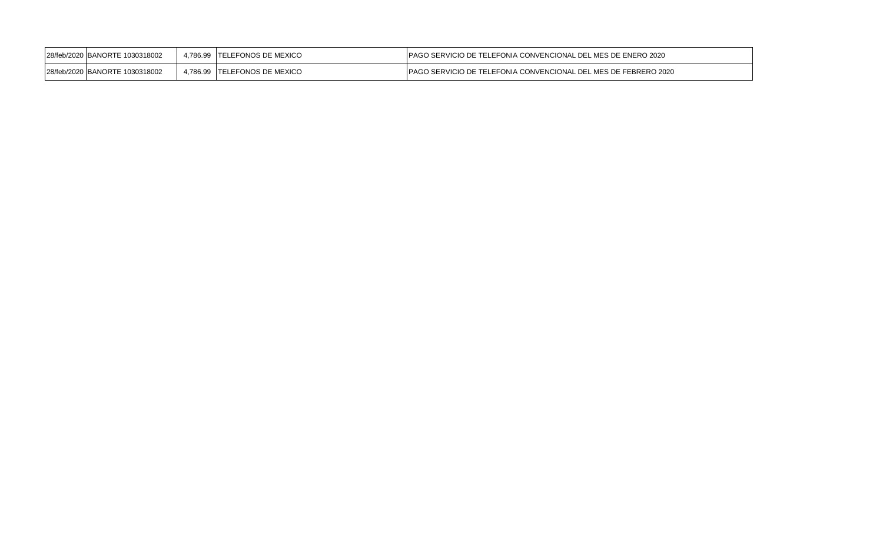| | | | | |
|---|---|---|---|---|
| 28/feb/2020 | BANORTE 1030318002 | 4,786.99 | TELEFONOS DE MEXICO | PAGO SERVICIO DE TELEFONIA CONVENCIONAL DEL MES DE ENERO 2020 |
| 28/feb/2020 | BANORTE 1030318002 | 4,786.99 | TELEFONOS DE MEXICO | PAGO SERVICIO DE TELEFONIA CONVENCIONAL DEL MES DE FEBRERO 2020 |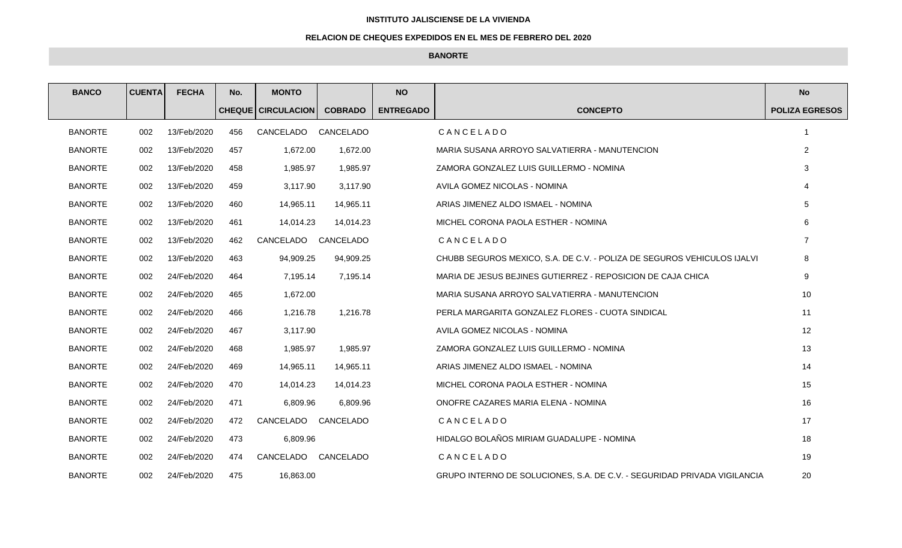**INSTITUTO JALISCIENSE DE LA VIVIENDA**

**RELACION DE CHEQUES EXPEDIDOS EN EL MES DE FEBRERO DEL 2020**

**BANORTE**

| BANCO | CUENTA | FECHA | No. | MONTO | | NO | | No |
|---|---|---|---|---|---|---|---|---|
| | | | CHEQUE | CIRCULACION | COBRADO | ENTREGADO | CONCEPTO | POLIZA EGRESOS |
| BANORTE | 002 | 13/Feb/2020 | 456 | CANCELADO | CANCELADO | | C A N C E L A D O | 1 |
| BANORTE | 002 | 13/Feb/2020 | 457 | 1,672.00 | 1,672.00 | | MARIA SUSANA ARROYO SALVATIERRA - MANUTENCION | 2 |
| BANORTE | 002 | 13/Feb/2020 | 458 | 1,985.97 | 1,985.97 | | ZAMORA GONZALEZ LUIS GUILLERMO - NOMINA | 3 |
| BANORTE | 002 | 13/Feb/2020 | 459 | 3,117.90 | 3,117.90 | | AVILA GOMEZ NICOLAS - NOMINA | 4 |
| BANORTE | 002 | 13/Feb/2020 | 460 | 14,965.11 | 14,965.11 | | ARIAS JIMENEZ ALDO ISMAEL - NOMINA | 5 |
| BANORTE | 002 | 13/Feb/2020 | 461 | 14,014.23 | 14,014.23 | | MICHEL CORONA PAOLA ESTHER - NOMINA | 6 |
| BANORTE | 002 | 13/Feb/2020 | 462 | CANCELADO | CANCELADO | | C A N C E L A D O | 7 |
| BANORTE | 002 | 13/Feb/2020 | 463 | 94,909.25 | 94,909.25 | | CHUBB SEGUROS MEXICO, S.A. DE C.V. - POLIZA DE SEGUROS VEHICULOS IJALVI | 8 |
| BANORTE | 002 | 24/Feb/2020 | 464 | 7,195.14 | 7,195.14 | | MARIA DE JESUS BEJINES GUTIERREZ - REPOSICION DE CAJA CHICA | 9 |
| BANORTE | 002 | 24/Feb/2020 | 465 | 1,672.00 | | | MARIA SUSANA ARROYO SALVATIERRA - MANUTENCION | 10 |
| BANORTE | 002 | 24/Feb/2020 | 466 | 1,216.78 | 1,216.78 | | PERLA MARGARITA GONZALEZ FLORES - CUOTA SINDICAL | 11 |
| BANORTE | 002 | 24/Feb/2020 | 467 | 3,117.90 | | | AVILA GOMEZ NICOLAS - NOMINA | 12 |
| BANORTE | 002 | 24/Feb/2020 | 468 | 1,985.97 | 1,985.97 | | ZAMORA GONZALEZ LUIS GUILLERMO - NOMINA | 13 |
| BANORTE | 002 | 24/Feb/2020 | 469 | 14,965.11 | 14,965.11 | | ARIAS JIMENEZ ALDO ISMAEL - NOMINA | 14 |
| BANORTE | 002 | 24/Feb/2020 | 470 | 14,014.23 | 14,014.23 | | MICHEL CORONA PAOLA ESTHER - NOMINA | 15 |
| BANORTE | 002 | 24/Feb/2020 | 471 | 6,809.96 | 6,809.96 | | ONOFRE CAZARES MARIA ELENA - NOMINA | 16 |
| BANORTE | 002 | 24/Feb/2020 | 472 | CANCELADO | CANCELADO | | C A N C E L A D O | 17 |
| BANORTE | 002 | 24/Feb/2020 | 473 | 6,809.96 | | | HIDALGO BOLAÑOS MIRIAM GUADALUPE - NOMINA | 18 |
| BANORTE | 002 | 24/Feb/2020 | 474 | CANCELADO | CANCELADO | | C A N C E L A D O | 19 |
| BANORTE | 002 | 24/Feb/2020 | 475 | 16,863.00 | | | GRUPO INTERNO DE SOLUCIONES, S.A. DE C.V. - SEGURIDAD PRIVADA VIGILANCIA | 20 |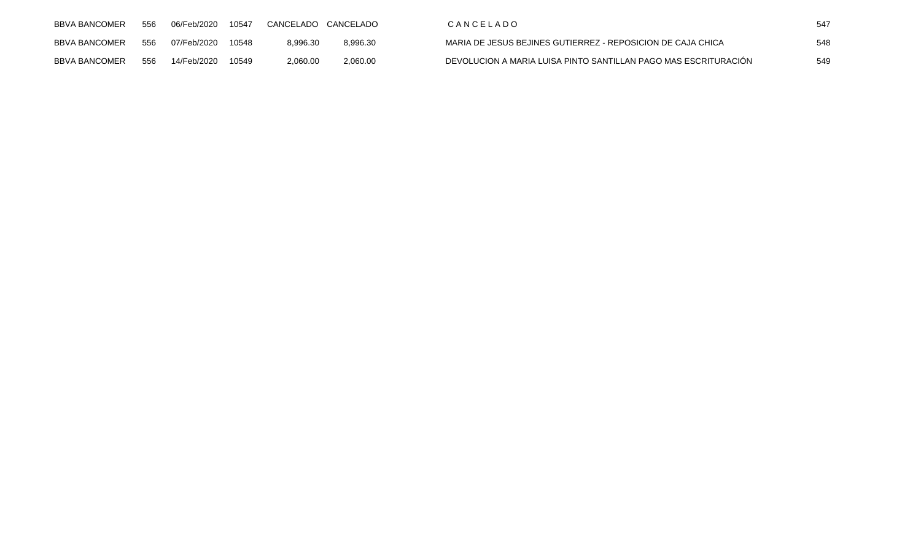| | | | | | | | |
|---|---|---|---|---|---|---|---|
| BBVA BANCOMER | 556 | 06/Feb/2020 | 10547 | CANCELADO | CANCELADO | C A N C E L A D O | 547 |
| BBVA BANCOMER | 556 | 07/Feb/2020 | 10548 | 8,996.30 | 8,996.30 | MARIA DE JESUS BEJINES GUTIERREZ - REPOSICION DE CAJA CHICA | 548 |
| BBVA BANCOMER | 556 | 14/Feb/2020 | 10549 | 2,060.00 | 2,060.00 | DEVOLUCION A MARIA LUISA PINTO SANTILLAN PAGO MAS ESCRITURACIÓN | 549 |